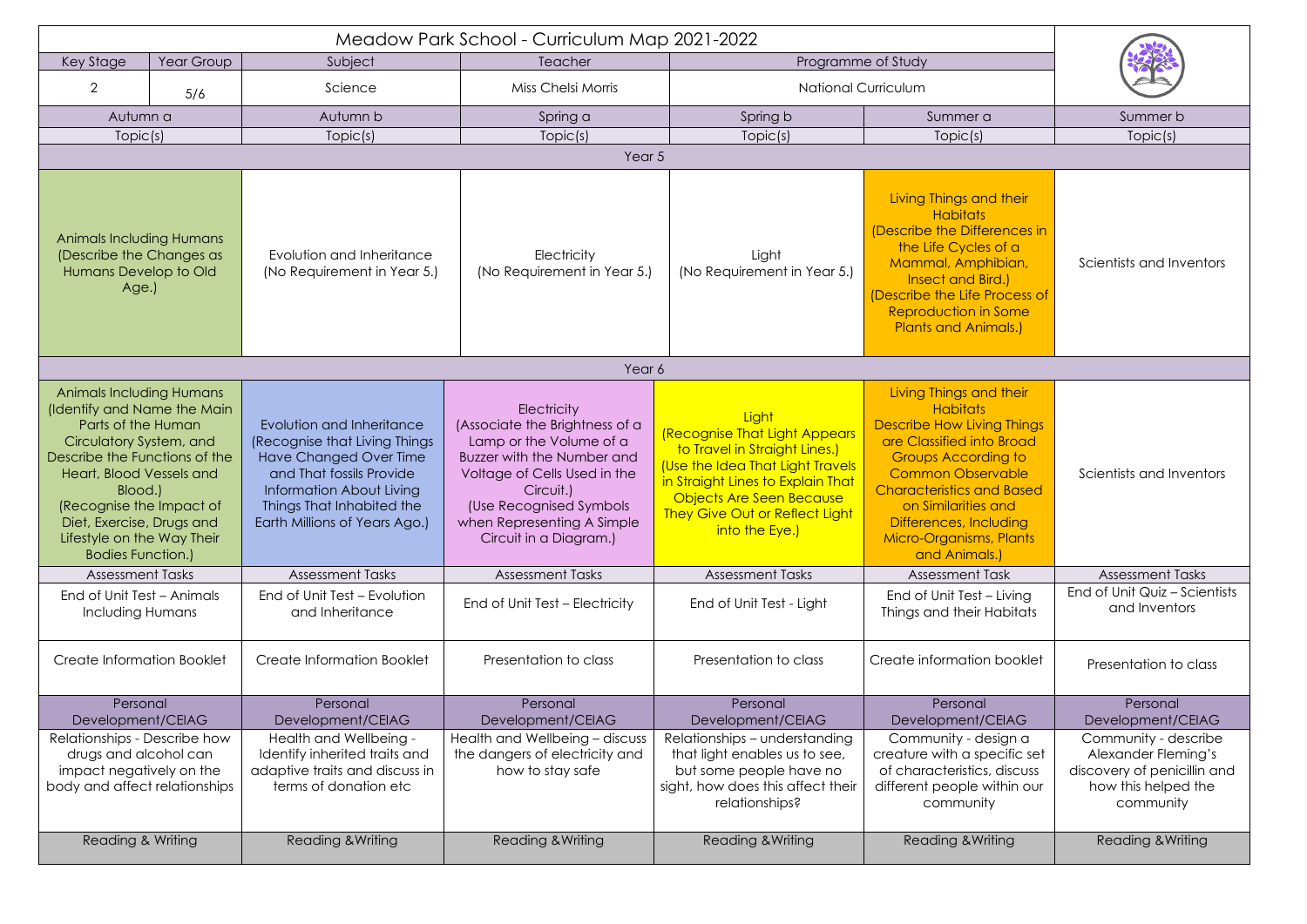# Meadow Park School - Curriculum Map 2021-2022

| Key Stage | Year Group | Subject | Teacher | Programme of Study |
|---|---|---|---|---|
| 2 | 5/6 | Science | Miss Chelsi Morris | National Curriculum |

| Autumn a | Autumn b | Spring a | Spring b | Summer a | Summer b |
|---|---|---|---|---|---|
| Topic(s) | Topic(s) | Topic(s) | Topic(s) | Topic(s) | Topic(s) |
| **Year 5** | | | | | |
| Animals Including Humans (Describe the Changes as Humans Develop to Old Age.) | Evolution and Inheritance (No Requirement in Year 5.) | Electricity (No Requirement in Year 5.) | Light (No Requirement in Year 5.) | Living Things and their Habitats (Describe the Differences in the Life Cycles of a Mammal, Amphibian, Insect and Bird.) (Describe the Life Process of Reproduction in Some Plants and Animals.) | Scientists and Inventors |
| **Year 6** | | | | | |
| Animals Including Humans (Identify and Name the Main Parts of the Human Circulatory System, and Describe the Functions of the Heart, Blood Vessels and Blood.) (Recognise the Impact of Diet, Exercise, Drugs and Lifestyle on the Way Their Bodies Function.) | Evolution and Inheritance (Recognise that Living Things Have Changed Over Time and That fossils Provide Information About Living Things That Inhabited the Earth Millions of Years Ago.) | Electricity (Associate the Brightness of a Lamp or the Volume of a Buzzer with the Number and Voltage of Cells Used in the Circuit.) (Use Recognised Symbols when Representing A Simple Circuit in a Diagram.) | Light (Recognise That Light Appears to Travel in Straight Lines.) (Use the Idea That Light Travels in Straight Lines to Explain That Objects Are Seen Because They Give Out or Reflect Light into the Eye.) | Living Things and their Habitats Describe How Living Things are Classified into Broad Groups According to Common Observable Characteristics and Based on Similarities and Differences, Including Micro-Organisms, Plants and Animals.) | Scientists and Inventors |
| Assessment Tasks | Assessment Tasks | Assessment Tasks | Assessment Tasks | Assessment Task | Assessment Tasks |
| End of Unit Test – Animals Including Humans | End of Unit Test – Evolution and Inheritance | End of Unit Test – Electricity | End of Unit Test - Light | End of Unit Test – Living Things and their Habitats | End of Unit Quiz – Scientists and Inventors |
| Create Information Booklet | Create Information Booklet | Presentation to class | Presentation to class | Create information booklet | Presentation to class |
| Personal Development/CEIAG | Personal Development/CEIAG | Personal Development/CEIAG | Personal Development/CEIAG | Personal Development/CEIAG | Personal Development/CEIAG |
| Relationships - Describe how drugs and alcohol can impact negatively on the body and affect relationships | Health and Wellbeing - Identify inherited traits and adaptive traits and discuss in terms of donation etc | Health and Wellbeing – discuss the dangers of electricity and how to stay safe | Relationships – understanding that light enables us to see, but some people have no sight, how does this affect their relationships? | Community - design a creature with a specific set of characteristics, discuss different people within our community | Community - describe Alexander Fleming's discovery of penicillin and how this helped the community |
| Reading & Writing | Reading &Writing | Reading &Writing | Reading &Writing | Reading &Writing | Reading &Writing |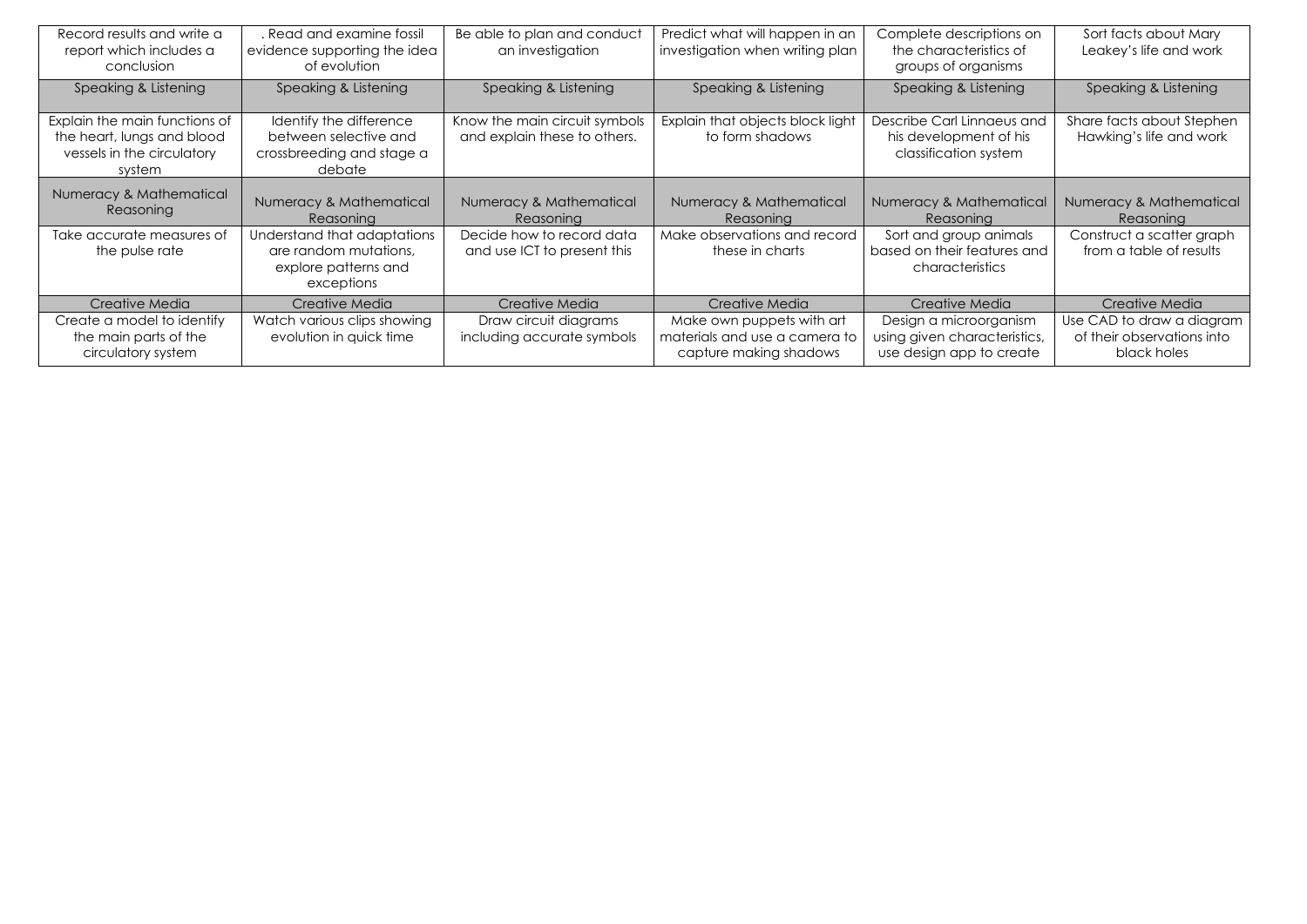| | | | | | |
|---|---|---|---|---|---|
| Record results and write a report which includes a conclusion | . Read and examine fossil evidence supporting the idea of evolution | Be able to plan and conduct an investigation | Predict what will happen in an investigation when writing plan | Complete descriptions on the characteristics of groups of organisms | Sort facts about Mary Leakey's life and work |
| Speaking & Listening | Speaking & Listening | Speaking & Listening | Speaking & Listening | Speaking & Listening | Speaking & Listening |
| Explain the main functions of the heart, lungs and blood vessels in the circulatory system | Identify the difference between selective and crossbreeding and stage a debate | Know the main circuit symbols and explain these to others. | Explain that objects block light to form shadows | Describe Carl Linnaeus and his development of his classification system | Share facts about Stephen Hawking's life and work |
| Numeracy & Mathematical Reasoning | Numeracy & Mathematical Reasoning | Numeracy & Mathematical Reasoning | Numeracy & Mathematical Reasoning | Numeracy & Mathematical Reasoning | Numeracy & Mathematical Reasoning |
| Take accurate measures of the pulse rate | Understand that adaptations are random mutations, explore patterns and exceptions | Decide how to record data and use ICT to present this | Make observations and record these in charts | Sort and group animals based on their features and characteristics | Construct a scatter graph from a table of results |
| Creative Media | Creative Media | Creative Media | Creative Media | Creative Media | Creative Media |
| Create a model to identify the main parts of the circulatory system | Watch various clips showing evolution in quick time | Draw circuit diagrams including accurate symbols | Make own puppets with art materials and use a camera to capture making shadows | Design a microorganism using given characteristics, use design app to create | Use CAD to draw a diagram of their observations into black holes |